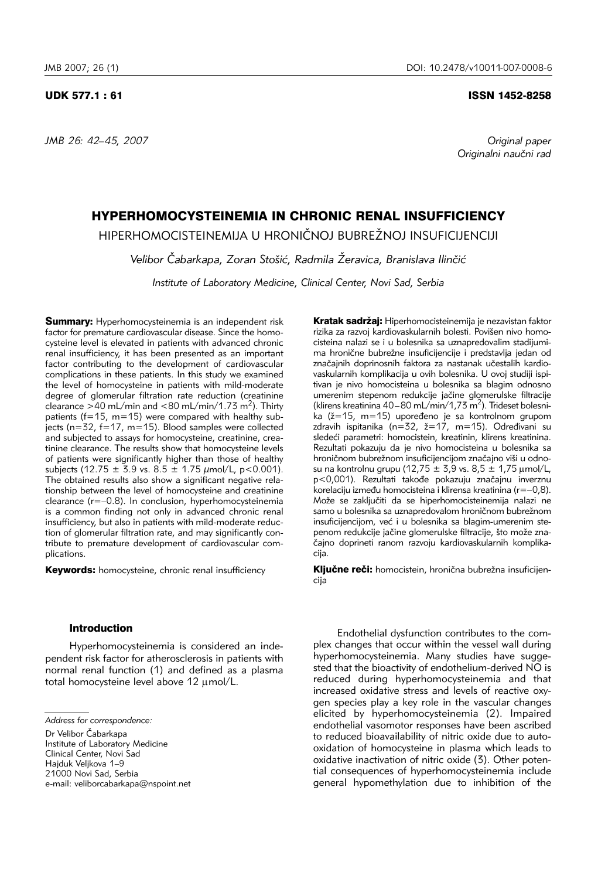UDK 577.1 : 61 ISSN 1452-8258

*Original paper*
*Originalni naučni rad*

# HYPERHOMOCYSTEINEMIA IN CHRONIC RENAL INSUFFICIENCY

## HIPERHOMOCISTEINEMIJA U HRONIČNOJ BUBREŽNOJ INSUFICIJENCIJI

*Velibor Čabarkapa, Zoran Stošić, Radmila Žeravica, Branislava Ilinčić*

*Institute of Laboratory Medicine, Clinical Center, Novi Sad, Serbia*

**Summary:** Hyperhomocysteinemia is an independent risk factor for premature cardiovascular disease. Since the homocysteine level is elevated in patients with advanced chronic renal insufficiency, it has been presented as an important factor contributing to the development of cardiovascular complications in these patients. In this study we examined the level of homocysteine in patients with mild-moderate degree of glomerular filtration rate reduction (creatinine clearance >40 mL/min and <80 mL/min/1.73 m$^2$). Thirty patients (f=15, m=15) were compared with healthy subjects (n=32, f=17, m=15). Blood samples were collected and subjected to assays for homocysteine, creatinine, creatinine clearance. The results show that homocysteine levels of patients were significantly higher than those of healthy subjects (12.75 ± 3.9 vs. 8.5 ± 1.75 $\mu$mol/L, $p<0.001$). The obtained results also show a significant negative relationship between the level of homocysteine and creatinine clearance ($r=-0.8$). In conclusion, hyperhomocysteinemia is a common finding not only in advanced chronic renal insufficiency, but also in patients with mild-moderate reduction of glomerular filtration rate, and may significantly contribute to premature development of cardiovascular complications.

**Keywords:** homocysteine, chronic renal insufficiency

**Kratak sadržaj:** Hiperhomocisteinemija je nezavistan faktor rizika za razvoj kardiovaskularnih bolesti. Povišen nivo homocisteina nalazi se i u bolesnika sa uznapredovalim stadijumima hronične bubrežne insuficijencije i predstavlja jedan od značajnih doprinosnih faktora za nastanak učestalih kardiovaskularnih komplikacija u ovih bolesnika. U ovoj studiji ispitivan je nivo homocisteina u bolesnika sa blagim odnosno umerenim stepenom redukcije jačine glomerulske filtracije (klirens kreatinina 40–80 mL/min/1,73 m$^2$). Trideset bolesnika (ž=15, m=15) upoređeno je sa kontrolnom grupom zdravih ispitanika (n=32, ž=17, m=15). Određivani su sledeći parametri: homocistein, kreatinin, klirens kreatinina. Rezultati pokazuju da je nivo homocisteina u bolesnika sa hroničnom bubrežnom insuficijencijom značajno viši u odnosu na kontrolnu grupu (12,75 ± 3,9 vs. 8,5 ± 1,75 $\mu$mol/L, $p<0,001$). Rezultati takođe pokazuju značajnu inverznu korelaciju između homocisteina i klirensa kreatinina ($r=-0,8$). Može se zaključiti da se hiperhomocisteinemija nalazi ne samo u bolesnika sa uznapredovalom hroničnom bubrežnom insuficijencijom, već i u bolesnika sa blagim-umerenim stepenom redukcije jačine glomerulske filtracije, što može značajno doprineti ranom razvoju kardiovaskularnih komplikacija.

**Ključne reči:** homocistein, hronična bubrežna insuficijencija

### Introduction

Hyperhomocysteinemia is considered an independent risk factor for atherosclerosis in patients with normal renal function (1) and defined as a plasma total homocysteine level above 12 $\mu$mol/L.

Endothelial dysfunction contributes to the complex changes that occur within the vessel wall during hyperhomocysteinemia. Many studies have suggested that the bioactivity of endothelium-derived NO is reduced during hyperhomocysteinemia and that increased oxidative stress and levels of reactive oxygen species play a key role in the vascular changes elicited by hyperhomocysteinemia (2). Impaired endothelial vasomotor responses have been ascribed to reduced bioavailability of nitric oxide due to autooxidation of homocysteine in plasma which leads to oxidative inactivation of nitric oxide (3). Other potential consequences of hyperhomocysteinemia include general hypomethylation due to inhibition of the

*Address for correspondence:*

Dr Velibor Čabarkapa
Institute of Laboratory Medicine
Clinical Center, Novi Sad
Hajduk Veljkova 1–9
21000 Novi Sad, Serbia
e-mail: veliborcabarkapa@nspoint.net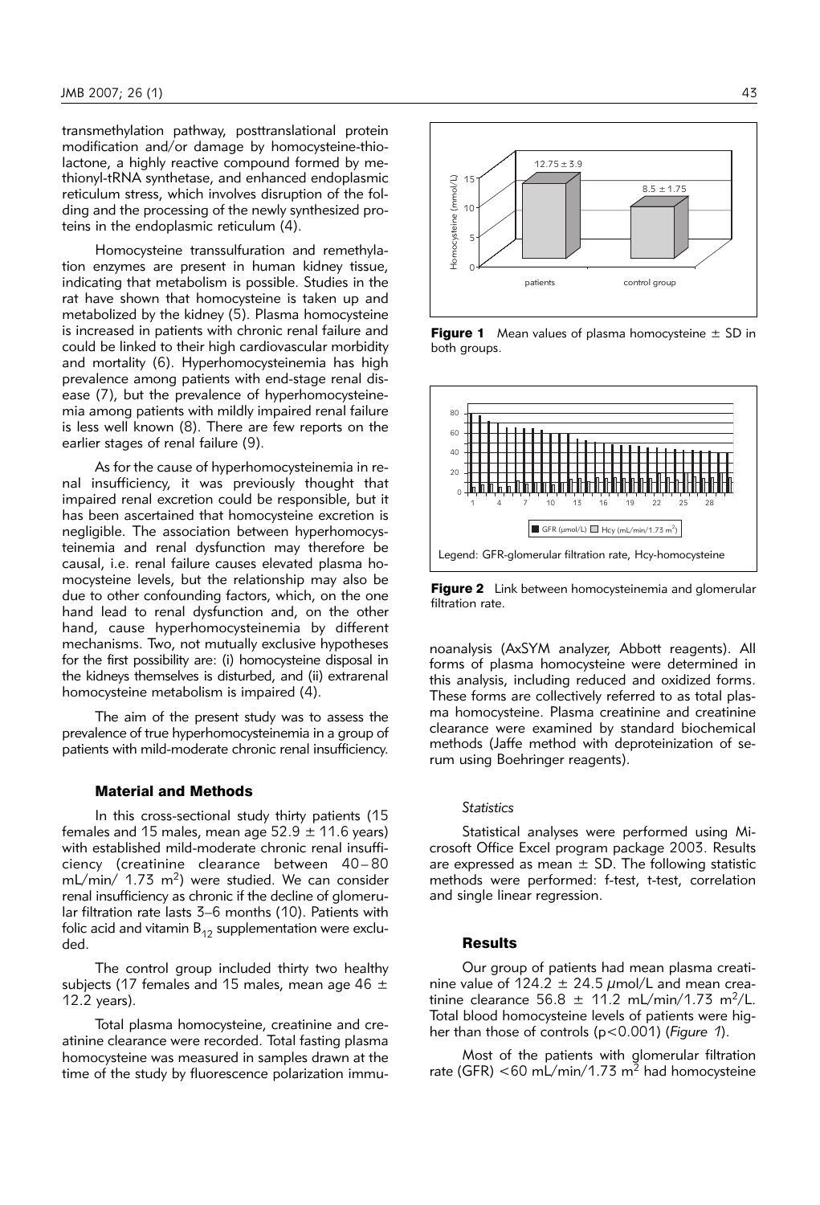transmethylation pathway, posttranslational protein modification and/or damage by homocysteine-thiolactone, a highly reactive compound formed by methionyl-tRNA synthetase, and enhanced endoplasmic reticulum stress, which involves disruption of the folding and the processing of the newly synthesized proteins in the endoplasmic reticulum (4).

Homocysteine transsulfuration and remethylation enzymes are present in human kidney tissue, indicating that metabolism is possible. Studies in the rat have shown that homocysteine is taken up and metabolized by the kidney (5). Plasma homocysteine is increased in patients with chronic renal failure and could be linked to their high cardiovascular morbidity and mortality (6). Hyperhomocysteinemia has high prevalence among patients with end-stage renal disease (7), but the prevalence of hyperhomocysteinemia among patients with mildly impaired renal failure is less well known (8). There are few reports on the earlier stages of renal failure (9).

As for the cause of hyperhomocysteinemia in renal insufficiency, it was previously thought that impaired renal excretion could be responsible, but it has been ascertained that homocysteine excretion is negligible. The association between hyperhomocysteinemia and renal dysfunction may therefore be causal, i.e. renal failure causes elevated plasma homocysteine levels, but the relationship may also be due to other confounding factors, which, on the one hand lead to renal dysfunction and, on the other hand, cause hyperhomocysteinemia by different mechanisms. Two, not mutually exclusive hypotheses for the first possibility are: (i) homocysteine disposal in the kidneys themselves is disturbed, and (ii) extrarenal homocysteine metabolism is impaired (4).

The aim of the present study was to assess the prevalence of true hyperhomocysteinemia in a group of patients with mild-moderate chronic renal insufficiency.

## Material and Methods

In this cross-sectional study thirty patients (15 females and 15 males, mean age 52.9 ± 11.6 years) with established mild-moderate chronic renal insufficiency (creatinine clearance between 40–80 mL/min/ 1.73 $m^2$) were studied. We can consider renal insufficiency as chronic if the decline of glomerular filtration rate lasts 3–6 months (10). Patients with folic acid and vitamin $B_{12}$ supplementation were excluded.

The control group included thirty two healthy subjects (17 females and 15 males, mean age 46 ± 12.2 years).

Total plasma homocysteine, creatinine and creatinine clearance were recorded. Total fasting plasma homocysteine was measured in samples drawn at the time of the study by fluorescence polarization immunoanalysis (AxSYM analyzer, Abbott reagents). All forms of plasma homocysteine were determined in this analysis, including reduced and oxidized forms. These forms are collectively referred to as total plasma homocysteine. Plasma creatinine and creatinine clearance were examined by standard biochemical methods (Jaffe method with deproteinization of serum using Boehringer reagents).

**Figure 1** Mean values of plasma homocysteine ± SD in both groups.

**Figure 2** Link between homocysteinemia and glomerular filtration rate.

Legend: GFR-glomerular filtration rate, Hcy-homocysteine

### *Statistics*

Statistical analyses were performed using Microsoft Office Excel program package 2003. Results are expressed as mean ± SD. The following statistic methods were performed: f-test, t-test, correlation and single linear regression.

## Results

Our group of patients had mean plasma creatinine value of 124.2 ± 24.5 μmol/L and mean creatinine clearance 56.8 ± 11.2 mL/min/1.73 $m^2$/L. Total blood homocysteine levels of patients were higher than those of controls ($p<0.001$) (*Figure 1*).

Most of the patients with glomerular filtration rate (GFR) <60 mL/min/1.73 $m^2$ had homocysteine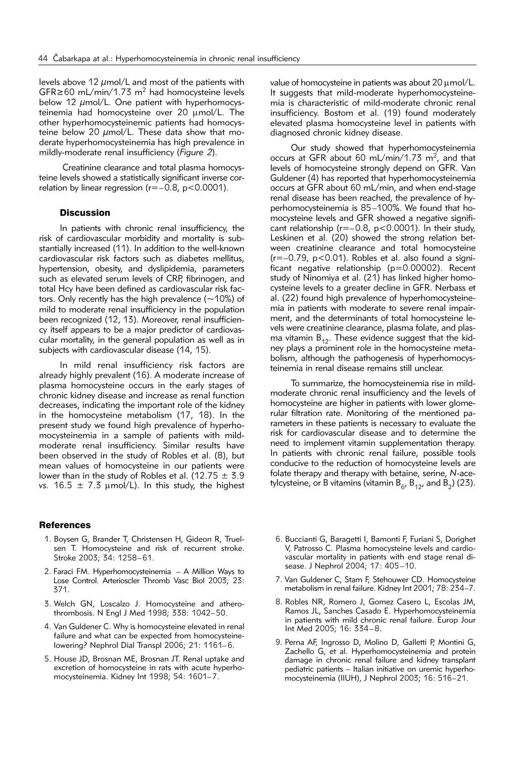levels above 12 μmol/L and most of the patients with GFR≥60 mL/min/1.73 $m^2$ had homocysteine levels below 12 μmol/L. One patient with hyperhomocysteinemia had homocysteine over 20 μmol/L. The other hyperhomocysteinemic patients had homocysteine below 20 μmol/L. These data show that moderate hyperhomocysteinemia has high prevalence in mildly-moderate renal insufficiency (*Figure 2*).

Creatinine clearance and total plasma homocysteine levels showed a statistically significant inverse correlation by linear regression ($r=-0.8$, $p<0.0001$).

## Discussion

In patients with chronic renal insufficiency, the risk of cardiovascular morbidity and mortality is substantially increased (11). In addition to the well-known cardiovascular risk factors such as diabetes mellitus, hypertension, obesity, and dyslipidemia, parameters such as elevated serum levels of CRP, fibrinogen, and total Hcy have been defined as cardiovascular risk factors. Only recently has the high prevalence (~10%) of mild to moderate renal insufficiency in the population been recognized (12, 13). Moreover, renal insufficiency itself appears to be a major predictor of cardiovascular mortality, in the general population as well as in subjects with cardiovascular disease (14, 15).

In mild renal insufficiency risk factors are already highly prevalent (16). A moderate increase of plasma homocysteine occurs in the early stages of chronic kidney disease and increase as renal function decreases, indicating the important role of the kidney in the homocysteine metabolism (17, 18). In the present study we found high prevalence of hyperhomocysteinemia in a sample of patients with mild-moderate renal insufficiency. Similar results have been observed in the study of Robles et al. (8), but mean values of homocysteine in our patients were lower than in the study of Robles et al. (12.75 ± 3.9 *vs.* 16.5 ± 7.3 μmol/L). In this study, the highest value of homocysteine in patients was about 20 μmol/L. It suggests that mild-moderate hyperhomocysteinemia is characteristic of mild-moderate chronic renal insufficiency. Bostom et al. (19) found moderately elevated plasma homocysteine level in patients with diagnosed chronic kidney disease.

Our study showed that hyperhomocysteinemia occurs at GFR about 60 mL/min/1.73 $m^2$, and that levels of homocysteine strongly depend on GFR. Van Guldener (4) has reported that hyperhomocysteinemia occurs at GFR about 60 mL/min, and when end-stage renal disease has been reached, the prevalence of hyperhomocysteinemia is 85–100%. We found that homocysteine levels and GFR showed a negative significant relationship ($r=-0.8$, $p<0.0001$). In their study, Leskinen et al. (20) showed the strong relation between creatinine clearance and total homocysteine ($r=-0.79$, $p<0.01$). Robles et al. also found a significant negative relationship ($p=0.00002$). Recent study of Ninomiya et al. (21) has linked higher homocysteine levels to a greater decline in GFR. Nerbass et al. (22) found high prevalence of hyperhomocysteinemia in patients with moderate to severe renal impairment, and the determinants of total homocysteine levels were creatinine clearance, plasma folate, and plasma vitamin $B_{12}$. These evidence suggest that the kidney plays a prominent role in the homocysteine metabolism, although the pathogenesis of hyperhomocysteinemia in renal disease remains still unclear.

To summarize, the homocysteinemia rise in mild-moderate chronic renal insufficiency and the levels of homocysteine are higher in patients with lower glomerular filtration rate. Monitoring of the mentioned parameters in these patients is necessary to evaluate the risk for cardiovascular disease and to determine the need to implement vitamin supplementation therapy. In patients with chronic renal failure, possible tools conducive to the reduction of homocysteine levels are folate therapy and therapy with betaine, serine, *N*-acetylcysteine, or B vitamins (vitamin $B_6$, $B_{12}$, and $B_2$) (23).

## References

1. Boysen G, Brander T, Christensen H, Gideon R, Truelsen T. Homocysteine and risk of recurrent stroke. Stroke 2003; 34: 1258–61.
2. Faraci FM. Hyperhomocysteinemia – A Million Ways to Lose Control. Arterioscler Thromb Vasc Biol 2003; 23: 371.
3. Welch GN, Loscalzo J. Homocysteine and atherothrombosis. N Engl J Med 1998; 338: 1042–50.
4. Van Guldener C. Why is homocysteine elevated in renal failure and what can be expected from homocysteine-lowering? Nephrol Dial Transpl 2006; 21: 1161–6.
5. House JD, Brosnan ME, Brosnan JT. Renal uptake and excretion of homocysteine in rats with acute hyperhomocysteinemia. Kidney Int 1998; 54: 1601–7.
6. Buccianti G, Baragetti I, Bamonti F, Furiani S, Dorighet V, Patrosso C. Plasma homocysteine levels and cardiovascular mortality in patients with end stage renal disease. J Nephrol 2004; 17: 405–10.
7. Van Guldener C, Stam F, Stehouwer CD. Homocysteine metabolism in renal failure. Kidney Int 2001; 78: 234–7.
8. Robles NR, Romero J, Gomez Casero L, Escolas JM, Ramos JL, Sanches Casado E. Hyperhomocysteinemia in patients with mild chronic renal failure. Europ Jour Int Med 2005; 16: 334–8.
9. Perna AF, Ingrosso D, Molino D, Galletti P, Montini G, Zachello G, et al. Hyperhomocysteinemia and protein damage in chronic renal failure and kidney transplant pediatric patients – Italian initiative on uremic hyperhomocysteinemia (IIUH), J Nephrol 2003; 16: 516–21.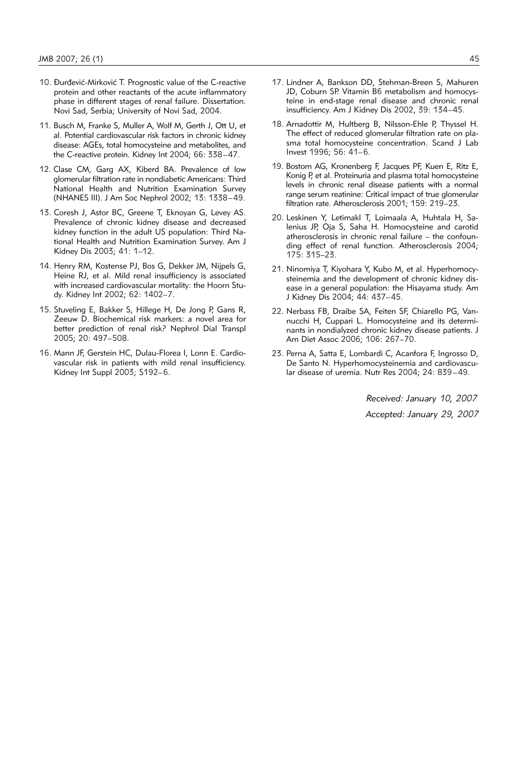10. Đurđević-Mirković T. Prognostic value of the C-reactive protein and other reactants of the acute inflammatory phase in different stages of renal failure. Dissertation. Novi Sad, Serbia; University of Novi Sad, 2004.

11. Busch M, Franke S, Muller A, Wolf M, Gerth J, Ott U, et al. Potential cardiovascular risk factors in chronic kidney disease: AGEs, total homocysteine and metabolites, and the C-reactive protein. Kidney Int 2004; 66: 338–47.

12. Clase CM, Garg AX, Kiberd BA. Prevalence of low glomerular filtration rate in nondiabetic Americans: Third National Health and Nutrition Examination Survey (NHANES III). J Am Soc Nephrol 2002; 13: 1338–49.

13. Coresh J, Astor BC, Greene T, Eknoyan G, Levey AS. Prevalence of chronic kidney disease and decreased kidney function in the adult US population: Third National Health and Nutrition Examination Survey. Am J Kidney Dis 2003; 41: 1–12.

14. Henry RM, Kostense PJ, Bos G, Dekker JM, Nijpels G, Heine RJ, et al. Mild renal insufficiency is associated with increased cardiovascular mortality: the Hoorn Study. Kidney Int 2002; 62: 1402–7.

15. Stuveling E, Bakker S, Hillege H, De Jong P, Gans R, Zeeuw D. Biochemical risk markers: a novel area for better prediction of renal risk? Nephrol Dial Transpl 2005; 20: 497–508.

16. Mann JF, Gerstein HC, Dulau-Florea I, Lonn E. Cardiovascular risk in patients with mild renal insufficiency. Kidney Int Suppl 2003; S192–6.

17. Lindner A, Bankson DD, Stehman-Breen S, Mahuren JD, Coburn SP. Vitamin B6 metabolism and homocysteine in end-stage renal disease and chronic renal insufficiency. Am J Kidney Dis 2002, 39: 134–45.

18. Arnadottir M, Hultberg B, Nilsson-Ehle P, Thyssel H. The effect of reduced glomerular filtration rate on plasma total homocysteine concentration. Scand J Lab Invest 1996; 56: 41–6.

19. Bostom AG, Kronenberg F, Jacques PF, Kuen E, Ritz E, Konig P, et al. Proteinuria and plasma total homocysteine levels in chronic renal disease patients with a normal range serum reatinine: Critical impact of true glomerular filtration rate. Atherosclerosis 2001; 159: 219–23.

20. Leskinen Y, Letimakl T, Loimaala A, Huhtala H, Salenius JP, Oja S, Saha H. Homocysteine and carotid atherosclerosis in chronic renal failure – the confounding effect of renal function. Atherosclerosis 2004; 175: 315–23.

21. Ninomiya T, Kiyohara Y, Kubo M, et al. Hyperhomocysteinemia and the development of chronic kidney disease in a general population: the Hisayama study. Am J Kidney Dis 2004; 44: 437–45.

22. Nerbass FB, Draibe SA, Feiten SF, Chiarello PG, Vannucchi H, Cuppari L. Homocysteine and its determinants in nondialyzed chronic kidney disease patients. J Am Diet Assoc 2006; 106: 267–70.

23. Perna A, Satta E, Lombardi C, Acanfora F, Ingrosso D, De Santo N. Hyperhomocysteinemia and cardiovascular disease of uremia. Nutr Res 2004; 24: 839–49.

*Received: January 10, 2007*
*Accepted: January 29, 2007*